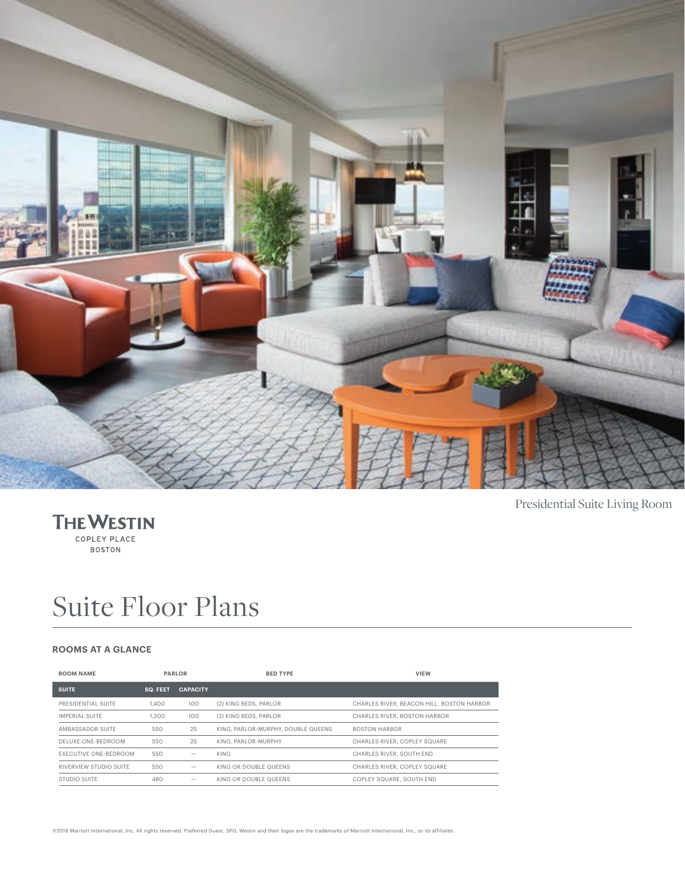Presidential Suite Living Room

THE WESTIN
COPLEY PLACE
BOSTON

# Suite Floor Plans

### ROOMS AT A GLANCE

| ROOM NAME | PARLOR | | BED TYPE | VIEW |
|---|---|---|---|---|
| SUITE | SQ. FEET | CAPACITY | | |
| PRESIDENTIAL SUITE | 1,400 | 100 | (2) KING BEDS, PARLOR | CHARLES RIVER, BEACON HILL, BOSTON HARBOR |
| IMPERIAL SUITE | 1,200 | 100 | (2) KING BEDS, PARLOR | CHARLES RIVER, BOSTON HARBOR |
| AMBASSADOR SUITE | 550 | 25 | KING, PARLOR-MURPHY, DOUBLE QUEENS | BOSTON HARBOR |
| DELUXE ONE-BEDROOM | 550 | 25 | KING, PARLOR-MURPHY | CHARLES RIVER, COPLEY SQUARE |
| EXECUTIVE ONE-BEDROOM | 550 | — | KING | CHARLES RIVER, SOUTH END |
| RIVERVIEW STUDIO SUITE | 550 | — | KING OR DOUBLE QUEENS | CHARLES RIVER, COPLEY SQUARE |
| STUDIO SUITE | 480 | — | KING OR DOUBLE QUEENS | COPLEY SQUARE, SOUTH END |

©2018 Marriott International, Inc. All rights reserved. Preferred Guest, SPG, Westin and their logos are the trademarks of Marriott International, Inc., or its affiliates.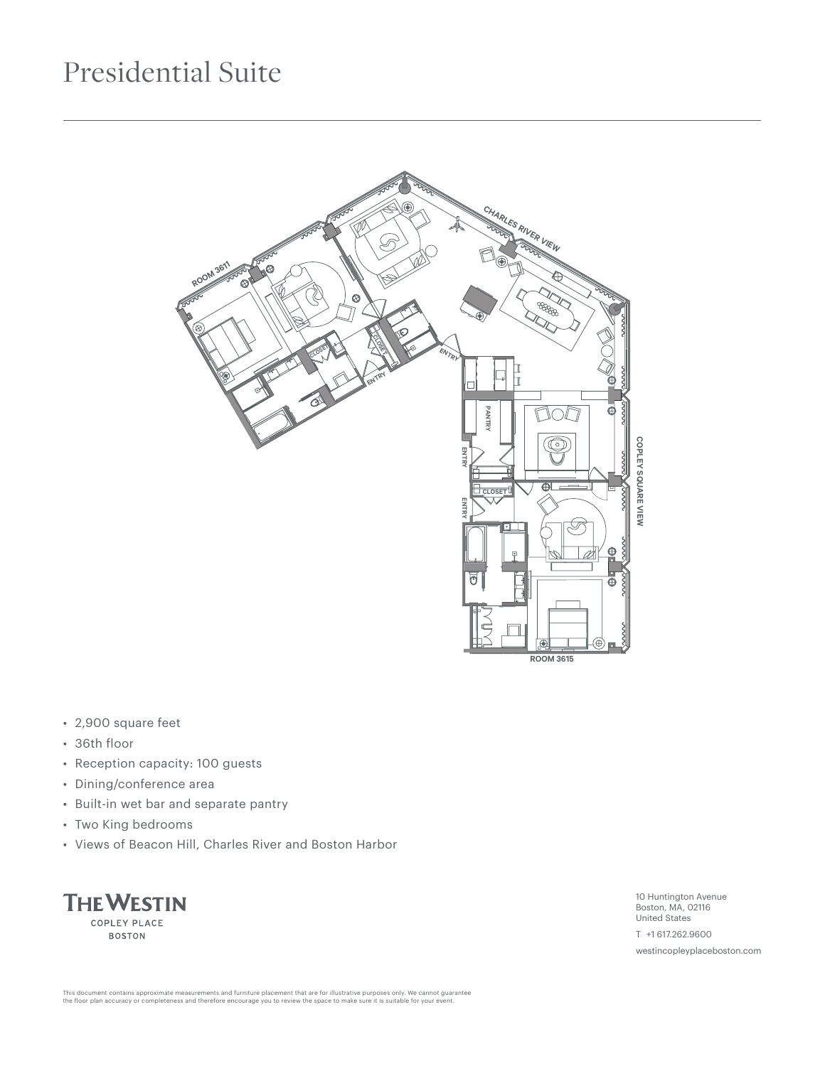# Presidential Suite

- 2,900 square feet
- 36th floor
- Reception capacity: 100 guests
- Dining/conference area
- Built-in wet bar and separate pantry
- Two King bedrooms
- Views of Beacon Hill, Charles River and Boston Harbor

THE WESTIN
COPLEY PLACE
BOSTON

10 Huntington Avenue
Boston, MA, 02116
United States

T +1 617.262.9600

westincopleyplaceboston.com

This document contains approximate measurements and furniture placement that are for illustrative purposes only. We cannot guarantee the floor plan accuracy or completeness and therefore encourage you to review the space to make sure it is suitable for your event.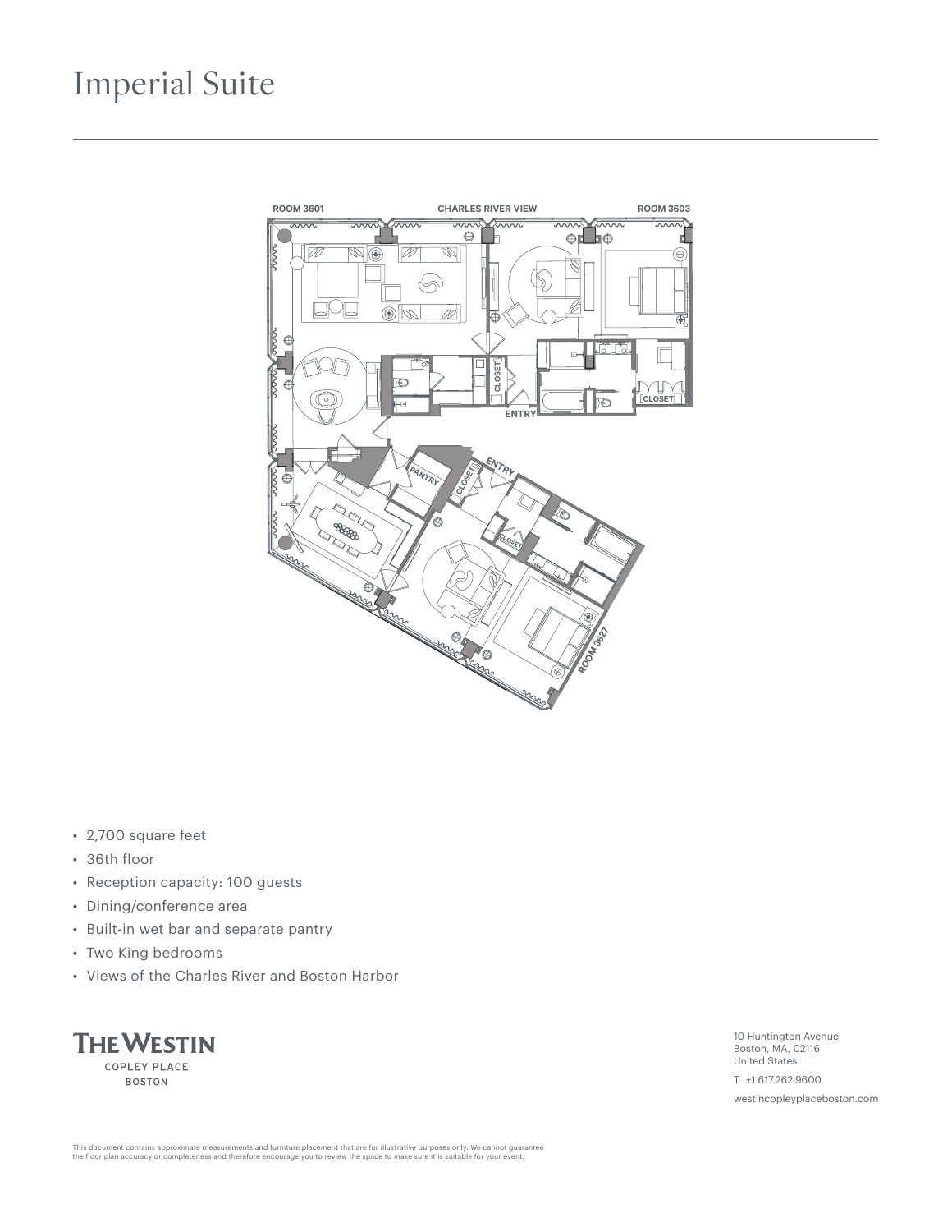# Imperial Suite

- 2,700 square feet
- 36th floor
- Reception capacity: 100 guests
- Dining/conference area
- Built-in wet bar and separate pantry
- Two King bedrooms
- Views of the Charles River and Boston Harbor

THE WESTIN
COPLEY PLACE
BOSTON

10 Huntington Avenue
Boston, MA, 02116
United States

T +1 617.262.9600

westincopleyplaceboston.com

This document contains approximate measurements and furniture placement that are for illustrative purposes only. We cannot guarantee the floor plan accuracy or completeness and therefore encourage you to review the space to make sure it is suitable for your event.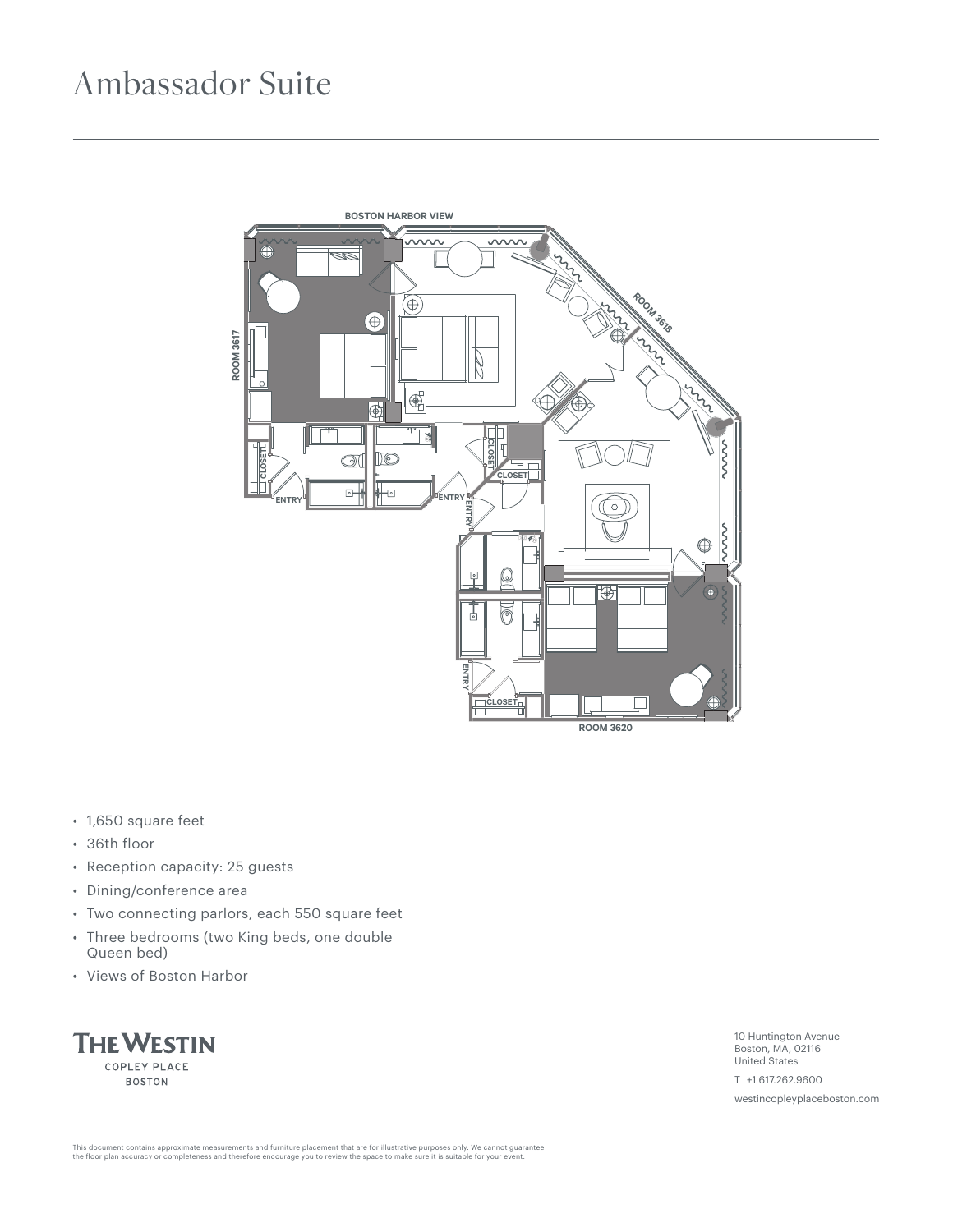# Ambassador Suite

BOSTON HARBOR VIEW

ROOM 3617

ROOM 3618

ROOM 3620

CLOSET

ENTRY

- 1,650 square feet
- 36th floor
- Reception capacity: 25 guests
- Dining/conference area
- Two connecting parlors, each 550 square feet
- Three bedrooms (two King beds, one double Queen bed)
- Views of Boston Harbor

THE WESTIN
COPLEY PLACE
BOSTON

10 Huntington Avenue
Boston, MA, 02116
United States

T +1 617.262.9600

westincopleyplaceboston.com

This document contains approximate measurements and furniture placement that are for illustrative purposes only. We cannot guarantee the floor plan accuracy or completeness and therefore encourage you to review the space to make sure it is suitable for your event.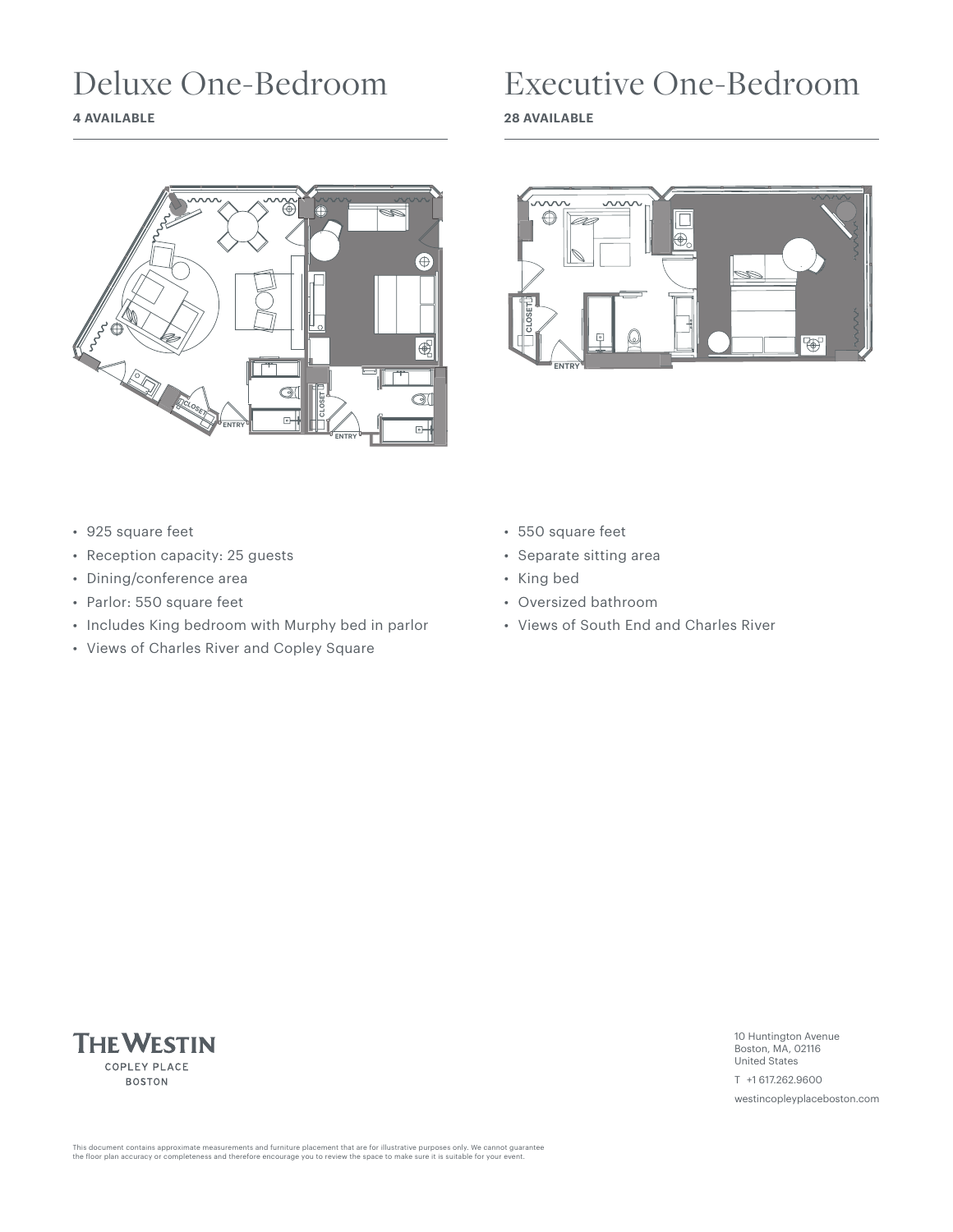# Deluxe One-Bedroom

**4 AVAILABLE**

- 925 square feet
- Reception capacity: 25 guests
- Dining/conference area
- Parlor: 550 square feet
- Includes King bedroom with Murphy bed in parlor
- Views of Charles River and Copley Square

# Executive One-Bedroom

**28 AVAILABLE**

- 550 square feet
- Separate sitting area
- King bed
- Oversized bathroom
- Views of South End and Charles River

THE WESTIN
COPLEY PLACE
BOSTON

10 Huntington Avenue
Boston, MA, 02116
United States

T +1 617.262.9600

westincopleyplaceboston.com

This document contains approximate measurements and furniture placement that are for illustrative purposes only. We cannot guarantee the floor plan accuracy or completeness and therefore encourage you to review the space to make sure it is suitable for your event.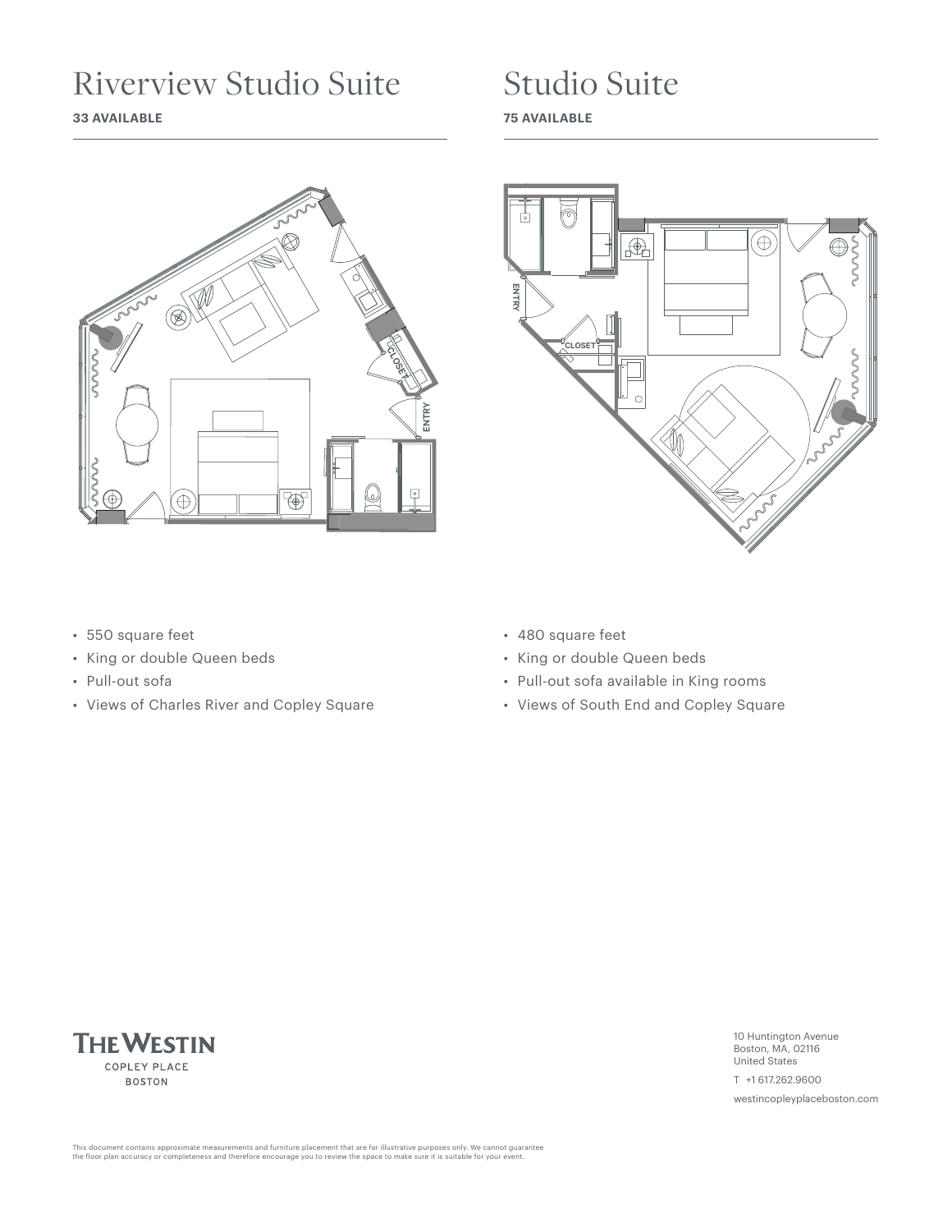## Riverview Studio Suite

**33 AVAILABLE**

CLOSET

ENTRY

- 550 square feet
- King or double Queen beds
- Pull-out sofa
- Views of Charles River and Copley Square

## Studio Suite

**75 AVAILABLE**

ENTRY

CLOSET

- 480 square feet
- King or double Queen beds
- Pull-out sofa available in King rooms
- Views of South End and Copley Square

THE WESTIN
COPLEY PLACE
BOSTON

10 Huntington Avenue
Boston, MA, 02116
United States

T +1 617.262.9600

westincopleyplaceboston.com

This document contains approximate measurements and furniture placement that are for illustrative purposes only. We cannot guarantee the floor plan accuracy or completeness and therefore encourage you to review the space to make sure it is suitable for your event.